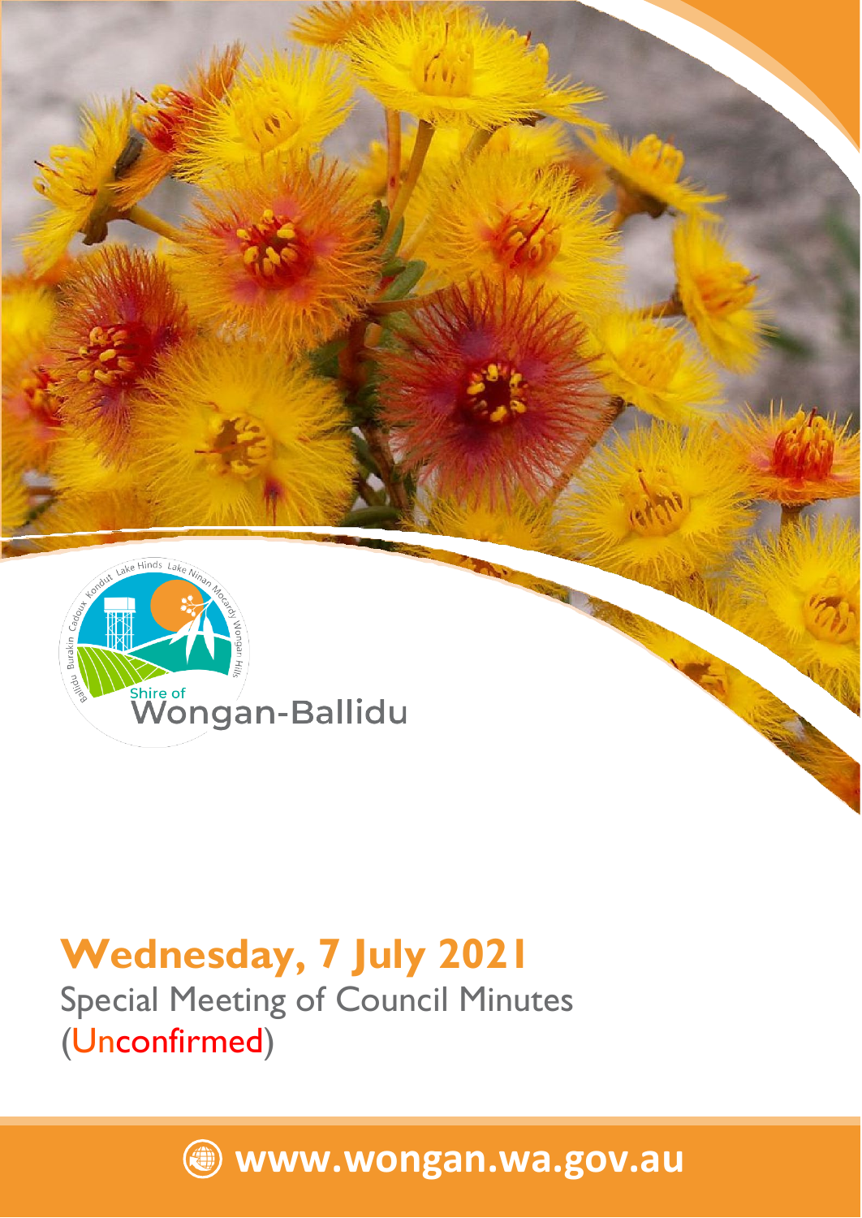Shire of Wongan-Ballidu

# Wednesday, 7 July 2021

Special Meeting of Council Minutes
(Unconfirmed)

www.wongan.wa.gov.au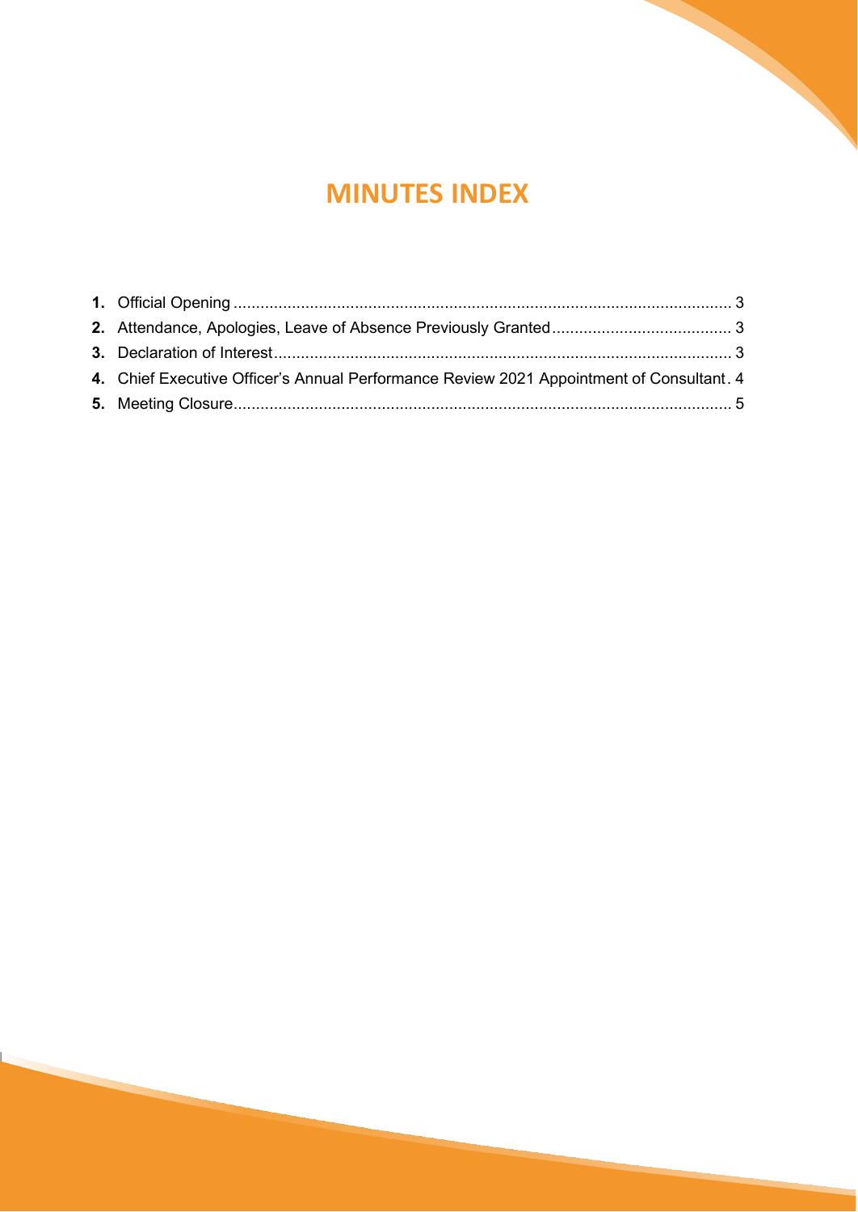# MINUTES INDEX

**1.** Official Opening .......................................................................................................... 3

**2.** Attendance, Apologies, Leave of Absence Previously Granted ....................................... 3

**3.** Declaration of Interest .................................................................................................... 3

**4.** Chief Executive Officer's Annual Performance Review 2021 Appointment of Consultant . 4

**5.** Meeting Closure .............................................................................................................. 5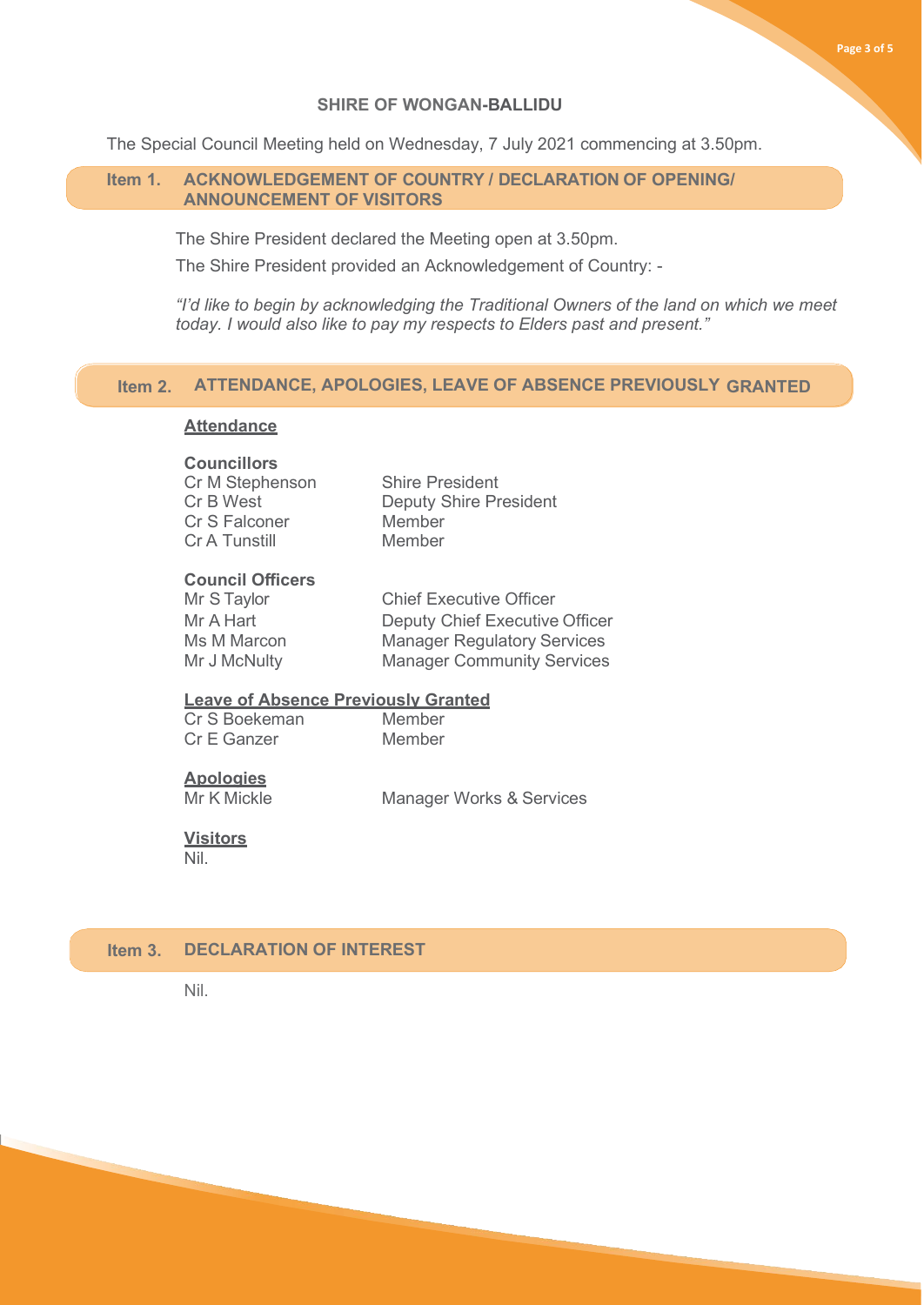**SHIRE OF WONGAN-BALLIDU**

The Special Council Meeting held on Wednesday, 7 July 2021 commencing at 3.50pm.

## Item 1. ACKNOWLEDGEMENT OF COUNTRY / DECLARATION OF OPENING/ ANNOUNCEMENT OF VISITORS

The Shire President declared the Meeting open at 3.50pm.

The Shire President provided an Acknowledgement of Country: -

*"I'd like to begin by acknowledging the Traditional Owners of the land on which we meet today. I would also like to pay my respects to Elders past and present."*

## Item 2. ATTENDANCE, APOLOGIES, LEAVE OF ABSENCE PREVIOUSLY GRANTED

**Attendance**

**Councillors**

| | |
|---|---|
| Cr M Stephenson | Shire President |
| Cr B West | Deputy Shire President |
| Cr S Falconer | Member |
| Cr A Tunstill | Member |

**Council Officers**

| | |
|---|---|
| Mr S Taylor | Chief Executive Officer |
| Mr A Hart | Deputy Chief Executive Officer |
| Ms M Marcon | Manager Regulatory Services |
| Mr J McNulty | Manager Community Services |

**Leave of Absence Previously Granted**

| | |
|---|---|
| Cr S Boekeman | Member |
| Cr E Ganzer | Member |

**Apologies**

| | |
|---|---|
| Mr K Mickle | Manager Works & Services |

**Visitors**

Nil.

## Item 3. DECLARATION OF INTEREST

Nil.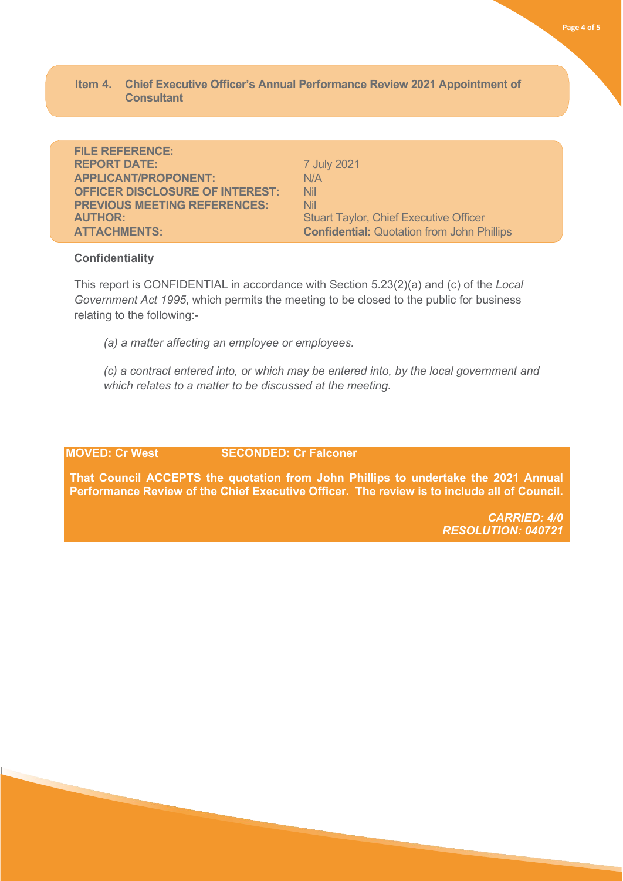## Item 4. Chief Executive Officer's Annual Performance Review 2021 Appointment of Consultant

| | |
|---|---|
| **FILE REFERENCE:** | |
| **REPORT DATE:** | 7 July 2021 |
| **APPLICANT/PROPONENT:** | N/A |
| **OFFICER DISCLOSURE OF INTEREST:** | Nil |
| **PREVIOUS MEETING REFERENCES:** | Nil |
| **AUTHOR:** | Stuart Taylor, Chief Executive Officer |
| **ATTACHMENTS:** | **Confidential:** Quotation from John Phillips |

**Confidentiality**

This report is CONFIDENTIAL in accordance with Section 5.23(2)(a) and (c) of the *Local Government Act 1995*, which permits the meeting to be closed to the public for business relating to the following:-

*(a) a matter affecting an employee or employees.*

*(c) a contract entered into, or which may be entered into, by the local government and which relates to a matter to be discussed at the meeting.*

**MOVED: Cr West SECONDED: Cr Falconer**

**That Council ACCEPTS the quotation from John Phillips to undertake the 2021 Annual Performance Review of the Chief Executive Officer. The review is to include all of Council.**

***CARRIED: 4/0***
***RESOLUTION: 040721***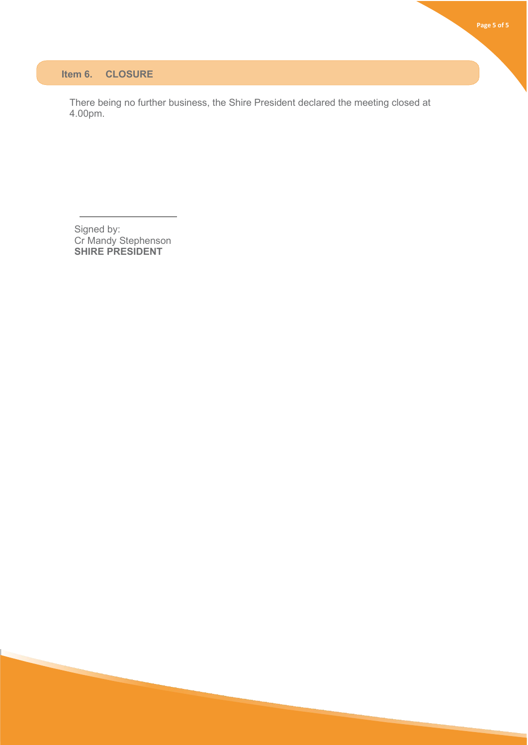## Item 6. CLOSURE

There being no further business, the Shire President declared the meeting closed at 4.00pm.

Signed by:
Cr Mandy Stephenson
**SHIRE PRESIDENT**